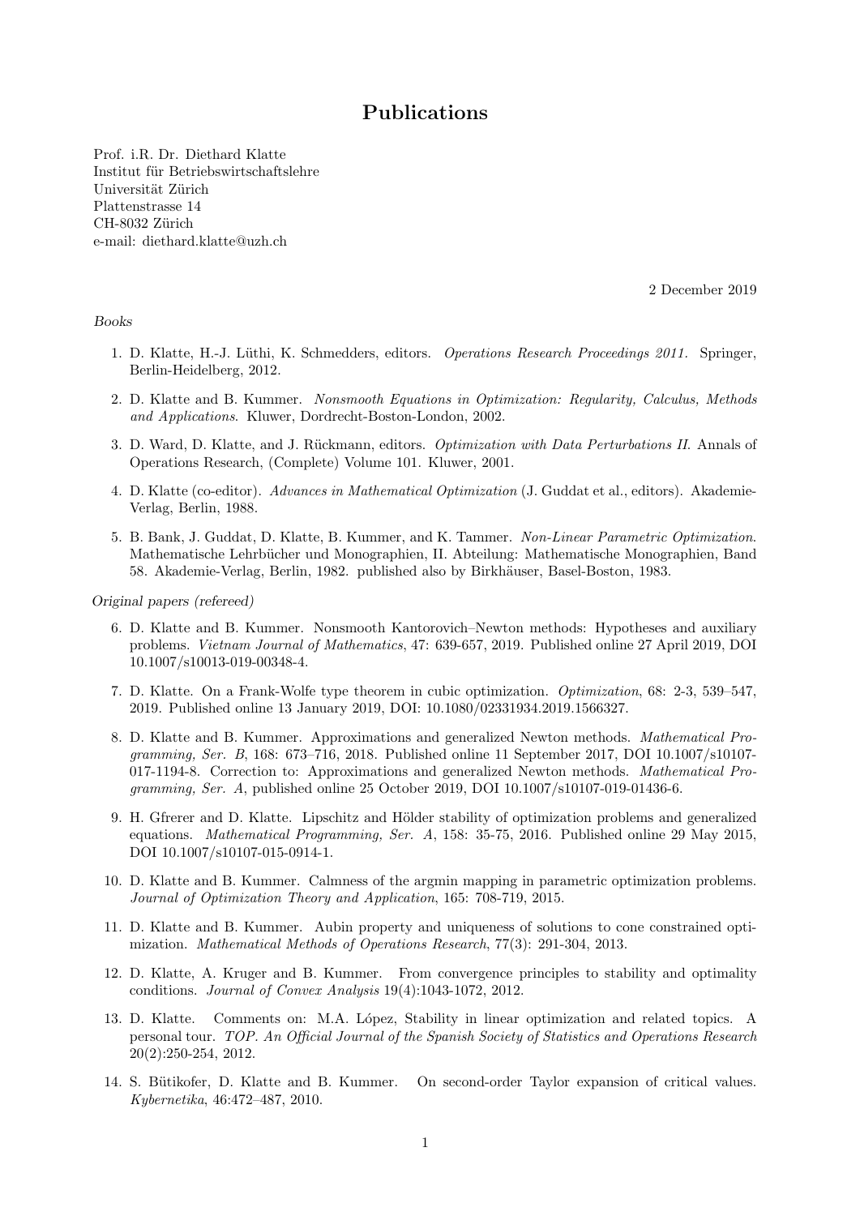# Publications

Prof. i.R. Dr. Diethard Klatte
Institut für Betriebswirtschaftslehre
Universität Zürich
Plattenstrasse 14
CH-8032 Zürich
e-mail: diethard.klatte@uzh.ch

2 December 2019

*Books*

1. D. Klatte, H.-J. Lüthi, K. Schmedders, editors. *Operations Research Proceedings 2011.* Springer, Berlin-Heidelberg, 2012.

2. D. Klatte and B. Kummer. *Nonsmooth Equations in Optimization: Regularity, Calculus, Methods and Applications*. Kluwer, Dordrecht-Boston-London, 2002.

3. D. Ward, D. Klatte, and J. Rückmann, editors. *Optimization with Data Perturbations II*. Annals of Operations Research, (Complete) Volume 101. Kluwer, 2001.

4. D. Klatte (co-editor). *Advances in Mathematical Optimization* (J. Guddat et al., editors). Akademie-Verlag, Berlin, 1988.

5. B. Bank, J. Guddat, D. Klatte, B. Kummer, and K. Tammer. *Non-Linear Parametric Optimization*. Mathematische Lehrbücher und Monographien, II. Abteilung: Mathematische Monographien, Band 58. Akademie-Verlag, Berlin, 1982. published also by Birkhäuser, Basel-Boston, 1983.

*Original papers (refereed)*

6. D. Klatte and B. Kummer. Nonsmooth Kantorovich–Newton methods: Hypotheses and auxiliary problems. *Vietnam Journal of Mathematics*, 47: 639-657, 2019. Published online 27 April 2019, DOI 10.1007/s10013-019-00348-4.

7. D. Klatte. On a Frank-Wolfe type theorem in cubic optimization. *Optimization*, 68: 2-3, 539–547, 2019. Published online 13 January 2019, DOI: 10.1080/02331934.2019.1566327.

8. D. Klatte and B. Kummer. Approximations and generalized Newton methods. *Mathematical Programming, Ser. B*, 168: 673–716, 2018. Published online 11 September 2017, DOI 10.1007/s10107-017-1194-8. Correction to: Approximations and generalized Newton methods. *Mathematical Programming, Ser. A*, published online 25 October 2019, DOI 10.1007/s10107-019-01436-6.

9. H. Gfrerer and D. Klatte. Lipschitz and Hölder stability of optimization problems and generalized equations. *Mathematical Programming, Ser. A*, 158: 35-75, 2016. Published online 29 May 2015, DOI 10.1007/s10107-015-0914-1.

10. D. Klatte and B. Kummer. Calmness of the argmin mapping in parametric optimization problems. *Journal of Optimization Theory and Application*, 165: 708-719, 2015.

11. D. Klatte and B. Kummer. Aubin property and uniqueness of solutions to cone constrained optimization. *Mathematical Methods of Operations Research*, 77(3): 291-304, 2013.

12. D. Klatte, A. Kruger and B. Kummer. From convergence principles to stability and optimality conditions. *Journal of Convex Analysis* 19(4):1043-1072, 2012.

13. D. Klatte. Comments on: M.A. López, Stability in linear optimization and related topics. A personal tour. *TOP. An Official Journal of the Spanish Society of Statistics and Operations Research* 20(2):250-254, 2012.

14. S. Bütikofer, D. Klatte and B. Kummer. On second-order Taylor expansion of critical values. *Kybernetika*, 46:472–487, 2010.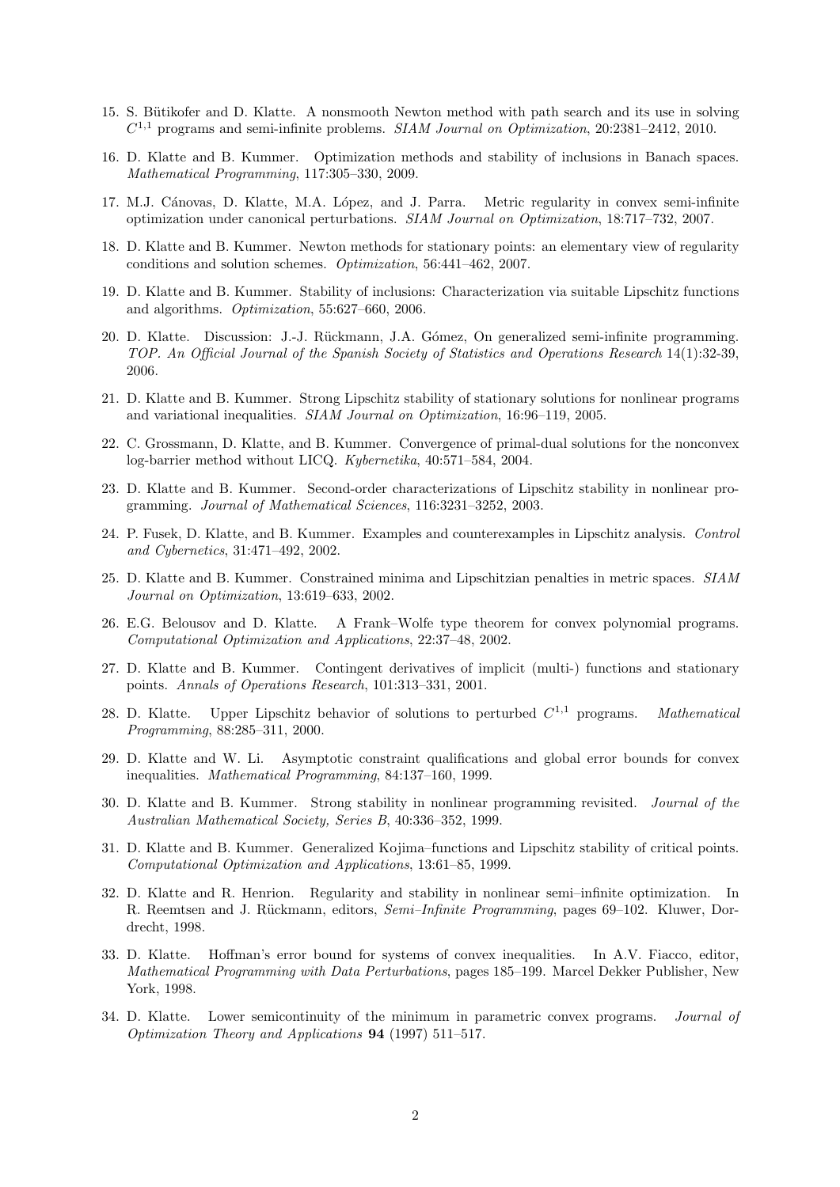15. S. Bütikofer and D. Klatte. A nonsmooth Newton method with path search and its use in solving $C^{1,1}$ programs and semi-infinite problems. *SIAM Journal on Optimization*, 20:2381–2412, 2010.

16. D. Klatte and B. Kummer. Optimization methods and stability of inclusions in Banach spaces. *Mathematical Programming*, 117:305–330, 2009.

17. M.J. Cánovas, D. Klatte, M.A. López, and J. Parra. Metric regularity in convex semi-infinite optimization under canonical perturbations. *SIAM Journal on Optimization*, 18:717–732, 2007.

18. D. Klatte and B. Kummer. Newton methods for stationary points: an elementary view of regularity conditions and solution schemes. *Optimization*, 56:441–462, 2007.

19. D. Klatte and B. Kummer. Stability of inclusions: Characterization via suitable Lipschitz functions and algorithms. *Optimization*, 55:627–660, 2006.

20. D. Klatte. Discussion: J.-J. Rückmann, J.A. Gómez, On generalized semi-infinite programming. *TOP. An Official Journal of the Spanish Society of Statistics and Operations Research* 14(1):32-39, 2006.

21. D. Klatte and B. Kummer. Strong Lipschitz stability of stationary solutions for nonlinear programs and variational inequalities. *SIAM Journal on Optimization*, 16:96–119, 2005.

22. C. Grossmann, D. Klatte, and B. Kummer. Convergence of primal-dual solutions for the nonconvex log-barrier method without LICQ. *Kybernetika*, 40:571–584, 2004.

23. D. Klatte and B. Kummer. Second-order characterizations of Lipschitz stability in nonlinear programming. *Journal of Mathematical Sciences*, 116:3231–3252, 2003.

24. P. Fusek, D. Klatte, and B. Kummer. Examples and counterexamples in Lipschitz analysis. *Control and Cybernetics*, 31:471–492, 2002.

25. D. Klatte and B. Kummer. Constrained minima and Lipschitzian penalties in metric spaces. *SIAM Journal on Optimization*, 13:619–633, 2002.

26. E.G. Belousov and D. Klatte. A Frank–Wolfe type theorem for convex polynomial programs. *Computational Optimization and Applications*, 22:37–48, 2002.

27. D. Klatte and B. Kummer. Contingent derivatives of implicit (multi-) functions and stationary points. *Annals of Operations Research*, 101:313–331, 2001.

28. D. Klatte. Upper Lipschitz behavior of solutions to perturbed $C^{1,1}$ programs. *Mathematical Programming*, 88:285–311, 2000.

29. D. Klatte and W. Li. Asymptotic constraint qualifications and global error bounds for convex inequalities. *Mathematical Programming*, 84:137–160, 1999.

30. D. Klatte and B. Kummer. Strong stability in nonlinear programming revisited. *Journal of the Australian Mathematical Society, Series B*, 40:336–352, 1999.

31. D. Klatte and B. Kummer. Generalized Kojima–functions and Lipschitz stability of critical points. *Computational Optimization and Applications*, 13:61–85, 1999.

32. D. Klatte and R. Henrion. Regularity and stability in nonlinear semi–infinite optimization. In R. Reemtsen and J. Rückmann, editors, *Semi–Infinite Programming*, pages 69–102. Kluwer, Dordrecht, 1998.

33. D. Klatte. Hoffman's error bound for systems of convex inequalities. In A.V. Fiacco, editor, *Mathematical Programming with Data Perturbations*, pages 185–199. Marcel Dekker Publisher, New York, 1998.

34. D. Klatte. Lower semicontinuity of the minimum in parametric convex programs. *Journal of Optimization Theory and Applications* **94** (1997) 511–517.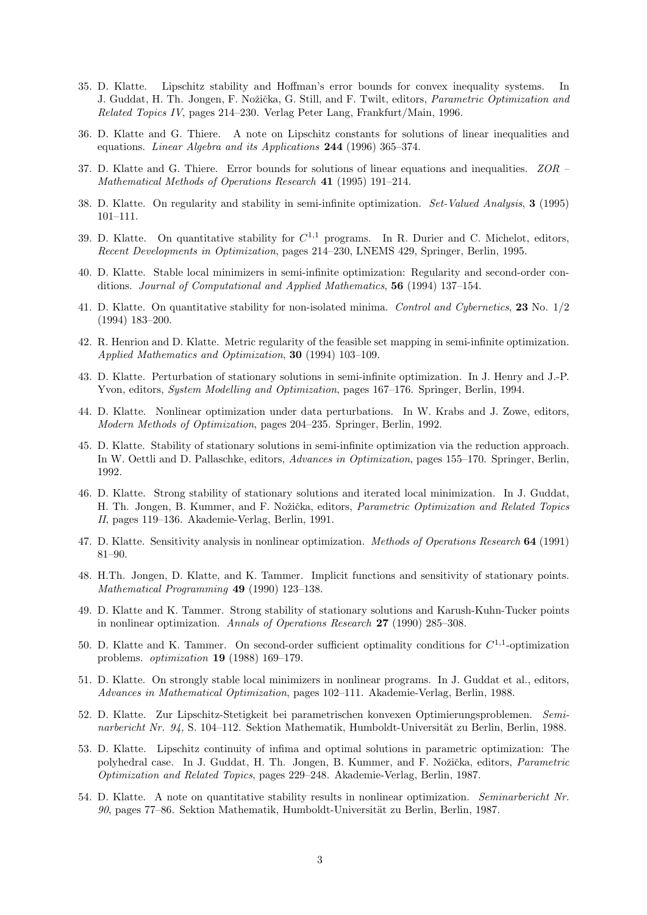35. D. Klatte. Lipschitz stability and Hoffman's error bounds for convex inequality systems. In J. Guddat, H. Th. Jongen, F. Nožička, G. Still, and F. Twilt, editors, *Parametric Optimization and Related Topics IV*, pages 214–230. Verlag Peter Lang, Frankfurt/Main, 1996.

36. D. Klatte and G. Thiere. A note on Lipschitz constants for solutions of linear inequalities and equations. *Linear Algebra and its Applications* **244** (1996) 365–374.

37. D. Klatte and G. Thiere. Error bounds for solutions of linear equations and inequalities. *ZOR – Mathematical Methods of Operations Research* **41** (1995) 191–214.

38. D. Klatte. On regularity and stability in semi-infinite optimization. *Set-Valued Analysis*, **3** (1995) 101–111.

39. D. Klatte. On quantitative stability for $C^{1,1}$ programs. In R. Durier and C. Michelot, editors, *Recent Developments in Optimization*, pages 214–230, LNEMS 429, Springer, Berlin, 1995.

40. D. Klatte. Stable local minimizers in semi-infinite optimization: Regularity and second-order conditions. *Journal of Computational and Applied Mathematics*, **56** (1994) 137–154.

41. D. Klatte. On quantitative stability for non-isolated minima. *Control and Cybernetics*, **23** No. 1/2 (1994) 183–200.

42. R. Henrion and D. Klatte. Metric regularity of the feasible set mapping in semi-infinite optimization. *Applied Mathematics and Optimization*, **30** (1994) 103–109.

43. D. Klatte. Perturbation of stationary solutions in semi-infinite optimization. In J. Henry and J.-P. Yvon, editors, *System Modelling and Optimization*, pages 167–176. Springer, Berlin, 1994.

44. D. Klatte. Nonlinear optimization under data perturbations. In W. Krabs and J. Zowe, editors, *Modern Methods of Optimization*, pages 204–235. Springer, Berlin, 1992.

45. D. Klatte. Stability of stationary solutions in semi-infinite optimization via the reduction approach. In W. Oettli and D. Pallaschke, editors, *Advances in Optimization*, pages 155–170. Springer, Berlin, 1992.

46. D. Klatte. Strong stability of stationary solutions and iterated local minimization. In J. Guddat, H. Th. Jongen, B. Kummer, and F. Nožička, editors, *Parametric Optimization and Related Topics II*, pages 119–136. Akademie-Verlag, Berlin, 1991.

47. D. Klatte. Sensitivity analysis in nonlinear optimization. *Methods of Operations Research* **64** (1991) 81–90.

48. H.Th. Jongen, D. Klatte, and K. Tammer. Implicit functions and sensitivity of stationary points. *Mathematical Programming* **49** (1990) 123–138.

49. D. Klatte and K. Tammer. Strong stability of stationary solutions and Karush-Kuhn-Tucker points in nonlinear optimization. *Annals of Operations Research* **27** (1990) 285–308.

50. D. Klatte and K. Tammer. On second-order sufficient optimality conditions for $C^{1,1}$-optimization problems. *optimization* **19** (1988) 169–179.

51. D. Klatte. On strongly stable local minimizers in nonlinear programs. In J. Guddat et al., editors, *Advances in Mathematical Optimization*, pages 102–111. Akademie-Verlag, Berlin, 1988.

52. D. Klatte. Zur Lipschitz-Stetigkeit bei parametrischen konvexen Optimierungsproblemen. *Seminarbericht Nr. 94*, S. 104–112. Sektion Mathematik, Humboldt-Universität zu Berlin, Berlin, 1988.

53. D. Klatte. Lipschitz continuity of infima and optimal solutions in parametric optimization: The polyhedral case. In J. Guddat, H. Th. Jongen, B. Kummer, and F. Nožička, editors, *Parametric Optimization and Related Topics*, pages 229–248. Akademie-Verlag, Berlin, 1987.

54. D. Klatte. A note on quantitative stability results in nonlinear optimization. *Seminarbericht Nr. 90*, pages 77–86. Sektion Mathematik, Humboldt-Universität zu Berlin, Berlin, 1987.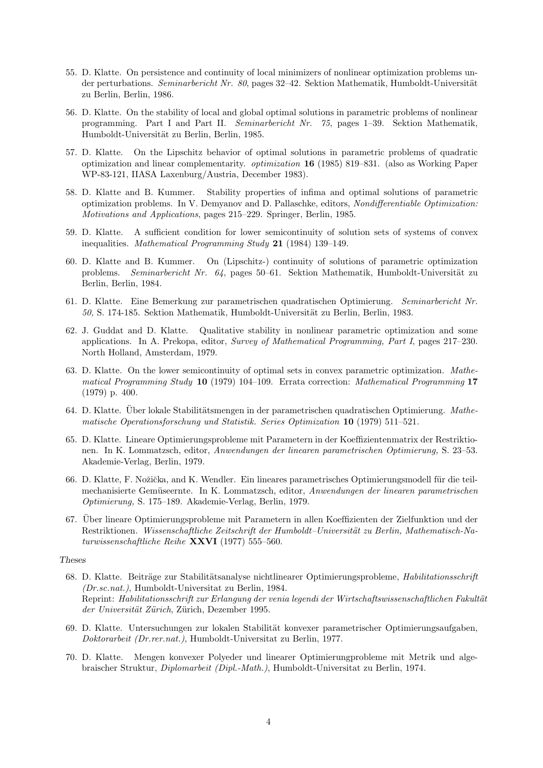55. D. Klatte. On persistence and continuity of local minimizers of nonlinear optimization problems under perturbations. *Seminarbericht Nr. 80*, pages 32–42. Sektion Mathematik, Humboldt-Universität zu Berlin, Berlin, 1986.

56. D. Klatte. On the stability of local and global optimal solutions in parametric problems of nonlinear programming. Part I and Part II. *Seminarbericht Nr. 75*, pages 1–39. Sektion Mathematik, Humboldt-Universität zu Berlin, Berlin, 1985.

57. D. Klatte. On the Lipschitz behavior of optimal solutions in parametric problems of quadratic optimization and linear complementarity. *optimization* **16** (1985) 819–831. (also as Working Paper WP-83-121, IIASA Laxenburg/Austria, December 1983).

58. D. Klatte and B. Kummer. Stability properties of infima and optimal solutions of parametric optimization problems. In V. Demyanov and D. Pallaschke, editors, *Nondifferentiable Optimization: Motivations and Applications*, pages 215–229. Springer, Berlin, 1985.

59. D. Klatte. A sufficient condition for lower semicontinuity of solution sets of systems of convex inequalities. *Mathematical Programming Study* **21** (1984) 139–149.

60. D. Klatte and B. Kummer. On (Lipschitz-) continuity of solutions of parametric optimization problems. *Seminarbericht Nr. 64*, pages 50–61. Sektion Mathematik, Humboldt-Universität zu Berlin, Berlin, 1984.

61. D. Klatte. Eine Bemerkung zur parametrischen quadratischen Optimierung. *Seminarbericht Nr. 50*, S. 174-185. Sektion Mathematik, Humboldt-Universität zu Berlin, Berlin, 1983.

62. J. Guddat and D. Klatte. Qualitative stability in nonlinear parametric optimization and some applications. In A. Prekopa, editor, *Survey of Mathematical Programming, Part I*, pages 217–230. North Holland, Amsterdam, 1979.

63. D. Klatte. On the lower semicontinuity of optimal sets in convex parametric optimization. *Mathematical Programming Study* **10** (1979) 104–109. Errata correction: *Mathematical Programming* **17** (1979) p. 400.

64. D. Klatte. Über lokale Stabilitätsmengen in der parametrischen quadratischen Optimierung. *Mathematische Operationsforschung und Statistik. Series Optimization* **10** (1979) 511–521.

65. D. Klatte. Lineare Optimierungsprobleme mit Parametern in der Koeffizientenmatrix der Restriktionen. In K. Lommatzsch, editor, *Anwendungen der linearen parametrischen Optimierung,* S. 23–53. Akademie-Verlag, Berlin, 1979.

66. D. Klatte, F. Nožička, and K. Wendler. Ein lineares parametrisches Optimierungsmodell für die teilmechanisierte Gemüseernte. In K. Lommatzsch, editor, *Anwendungen der linearen parametrischen Optimierung,* S. 175–189. Akademie-Verlag, Berlin, 1979.

67. Über lineare Optimierungsprobleme mit Parametern in allen Koeffizienten der Zielfunktion und der Restriktionen. *Wissenschaftliche Zeitschrift der Humboldt–Universität zu Berlin, Mathematisch-Naturwissenschaftliche Reihe* **XXVI** (1977) 555–560.

*Theses*

68. D. Klatte. Beiträge zur Stabilitätsanalyse nichtlinearer Optimierungsprobleme, *Habilitationsschrift (Dr.sc.nat.)*, Humboldt-Universitat zu Berlin, 1984.
Reprint: *Habilitationsschrift zur Erlangung der venia legendi der Wirtschaftswissenschaftlichen Fakultät der Universität Zürich*, Zürich, Dezember 1995.

69. D. Klatte. Untersuchungen zur lokalen Stabilität konvexer parametrischer Optimierungsaufgaben, *Doktorarbeit (Dr.rer.nat.)*, Humboldt-Universitat zu Berlin, 1977.

70. D. Klatte. Mengen konvexer Polyeder und linearer Optimierungprobleme mit Metrik und algebraischer Struktur, *Diplomarbeit (Dipl.-Math.)*, Humboldt-Universitat zu Berlin, 1974.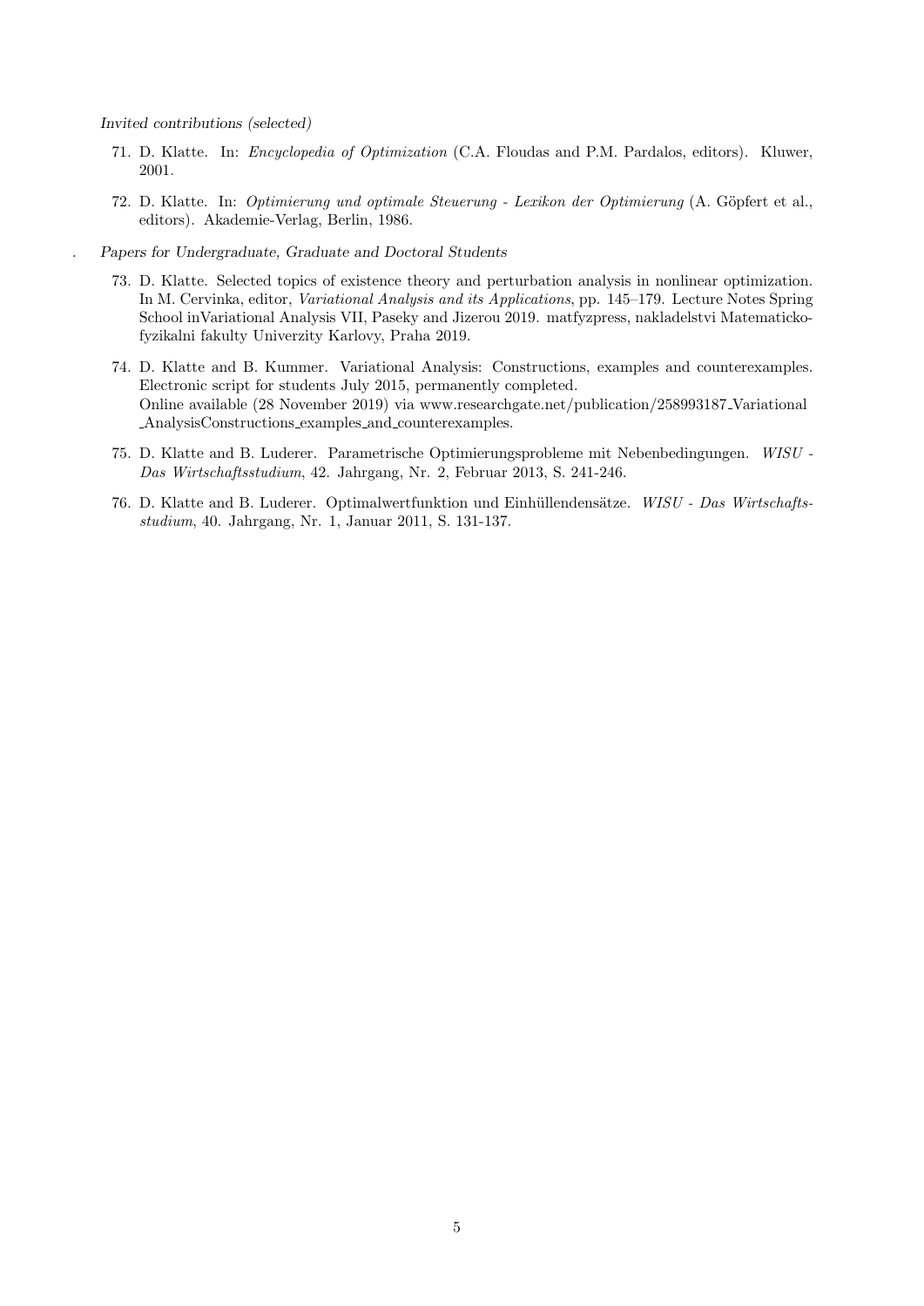*Invited contributions (selected)*

71. D. Klatte. In: *Encyclopedia of Optimization* (C.A. Floudas and P.M. Pardalos, editors). Kluwer, 2001.

72. D. Klatte. In: *Optimierung und optimale Steuerung - Lexikon der Optimierung* (A. Göpfert et al., editors). Akademie-Verlag, Berlin, 1986.

. *Papers for Undergraduate, Graduate and Doctoral Students*

73. D. Klatte. Selected topics of existence theory and perturbation analysis in nonlinear optimization. In M. Cervinka, editor, *Variational Analysis and its Applications*, pp. 145–179. Lecture Notes Spring School inVariational Analysis VII, Paseky and Jizerou 2019. matfyzpress, nakladelstvi Matematicko-fyzikalni fakulty Univerzity Karlovy, Praha 2019.

74. D. Klatte and B. Kummer. Variational Analysis: Constructions, examples and counterexamples. Electronic script for students July 2015, permanently completed.
Online available (28 November 2019) via www.researchgate.net/publication/258993187_Variational _AnalysisConstructions_examples_and_counterexamples.

75. D. Klatte and B. Luderer. Parametrische Optimierungsprobleme mit Nebenbedingungen. *WISU - Das Wirtschaftsstudium*, 42. Jahrgang, Nr. 2, Februar 2013, S. 241-246.

76. D. Klatte and B. Luderer. Optimalwertfunktion und Einhüllendensätze. *WISU - Das Wirtschaftsstudium*, 40. Jahrgang, Nr. 1, Januar 2011, S. 131-137.